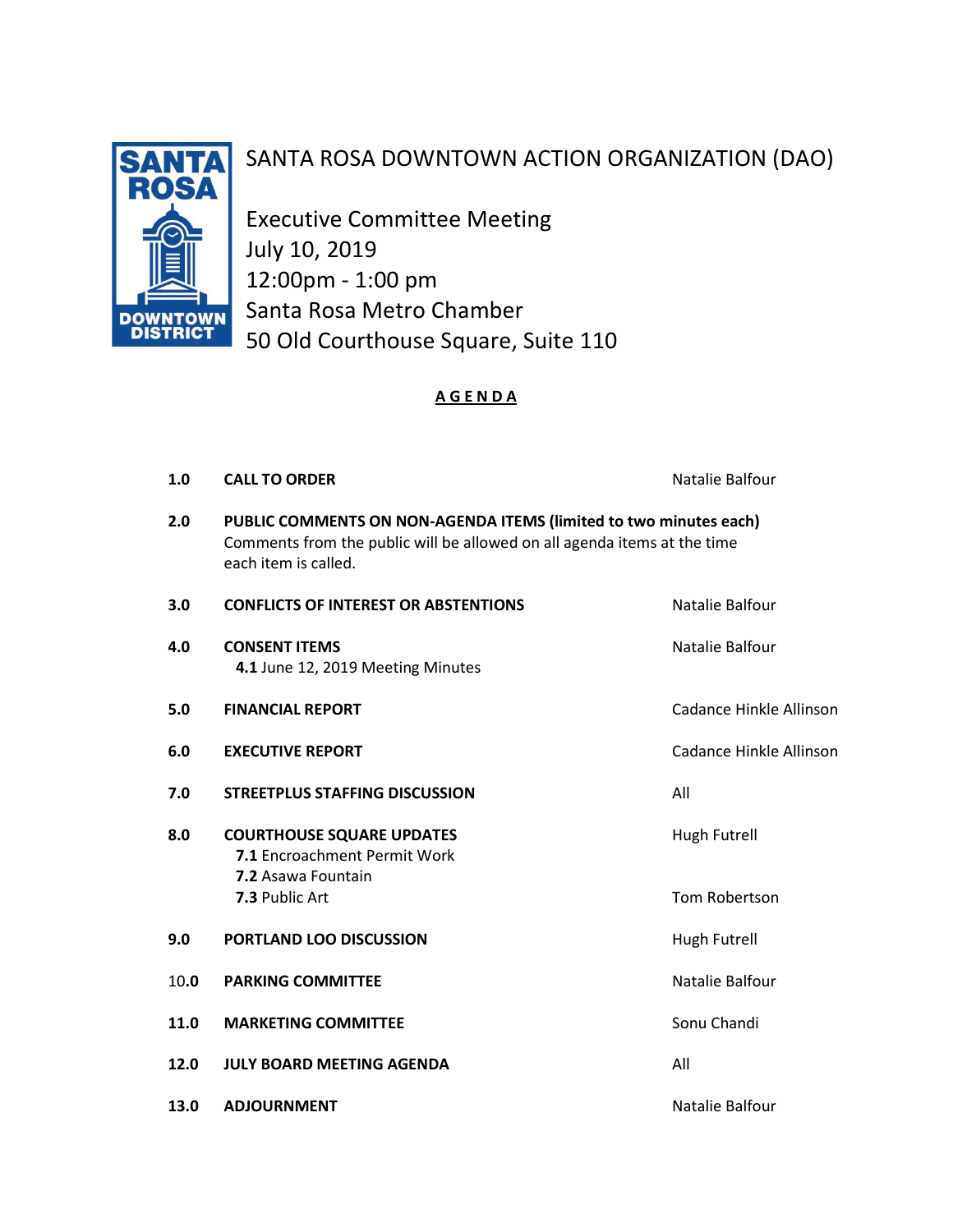# SANTA ROSA DOWNTOWN ACTION ORGANIZATION (DAO)

Executive Committee Meeting
July 10, 2019
12:00pm - 1:00 pm
Santa Rosa Metro Chamber
50 Old Courthouse Square, Suite 110

## AGENDA

**1.0 CALL TO ORDER** — Natalie Balfour

**2.0 PUBLIC COMMENTS ON NON-AGENDA ITEMS (limited to two minutes each)**
Comments from the public will be allowed on all agenda items at the time each item is called.

**3.0 CONFLICTS OF INTEREST OR ABSTENTIONS** — Natalie Balfour

**4.0 CONSENT ITEMS** — Natalie Balfour
- **4.1** June 12, 2019 Meeting Minutes

**5.0 FINANCIAL REPORT** — Cadance Hinkle Allinson

**6.0 EXECUTIVE REPORT** — Cadance Hinkle Allinson

**7.0 STREETPLUS STAFFING DISCUSSION** — All

**8.0 COURTHOUSE SQUARE UPDATES** — Hugh Futrell
- **7.1** Encroachment Permit Work
- **7.2** Asawa Fountain
- **7.3** Public Art — Tom Robertson

**9.0 PORTLAND LOO DISCUSSION** — Hugh Futrell

**10.0 PARKING COMMITTEE** — Natalie Balfour

**11.0 MARKETING COMMITTEE** — Sonu Chandi

**12.0 JULY BOARD MEETING AGENDA** — All

**13.0 ADJOURNMENT** — Natalie Balfour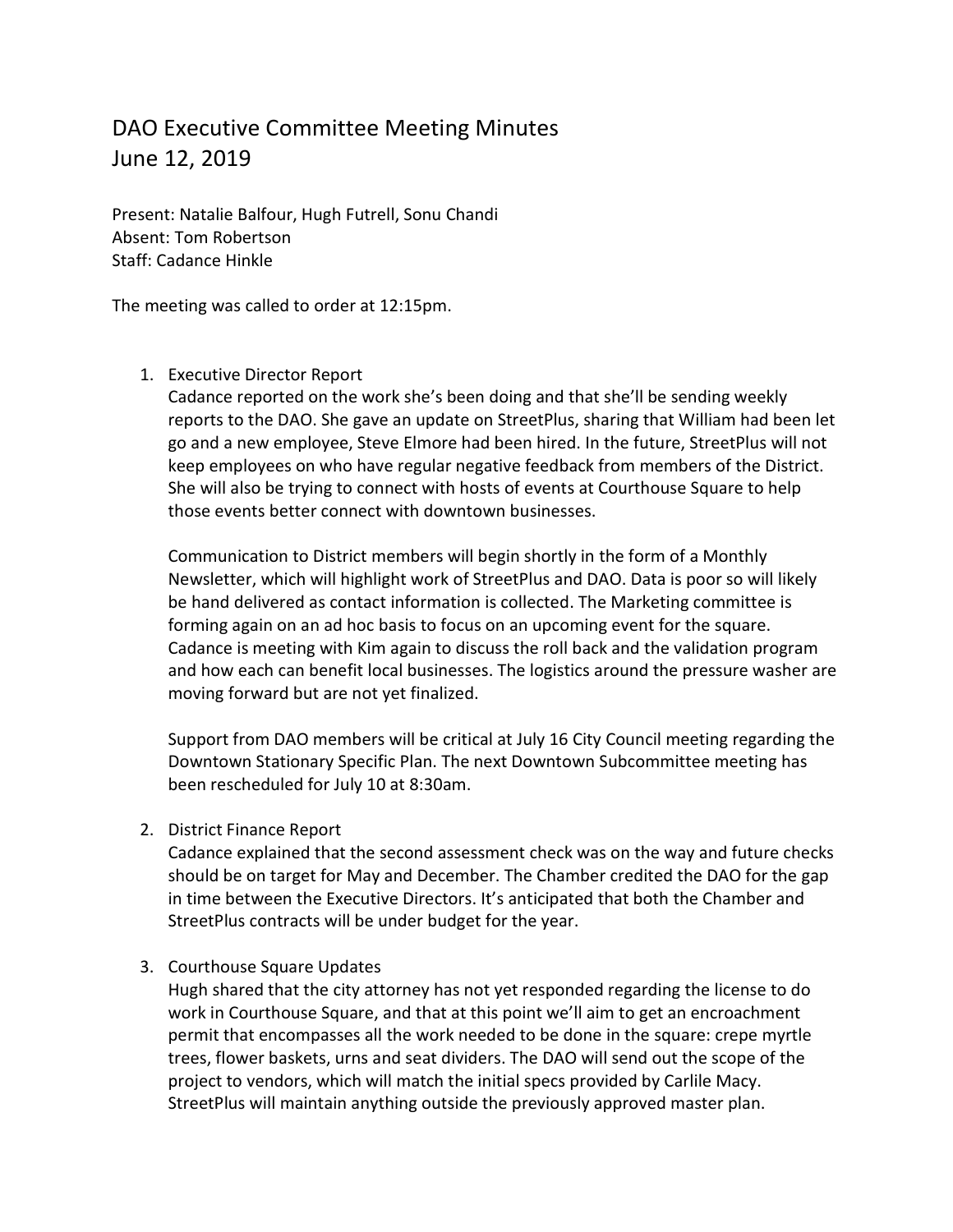# DAO Executive Committee Meeting Minutes
June 12, 2019

Present: Natalie Balfour, Hugh Futrell, Sonu Chandi
Absent: Tom Robertson
Staff: Cadance Hinkle

The meeting was called to order at 12:15pm.

1. Executive Director Report
   Cadance reported on the work she's been doing and that she'll be sending weekly reports to the DAO. She gave an update on StreetPlus, sharing that William had been let go and a new employee, Steve Elmore had been hired. In the future, StreetPlus will not keep employees on who have regular negative feedback from members of the District. She will also be trying to connect with hosts of events at Courthouse Square to help those events better connect with downtown businesses.

   Communication to District members will begin shortly in the form of a Monthly Newsletter, which will highlight work of StreetPlus and DAO. Data is poor so will likely be hand delivered as contact information is collected. The Marketing committee is forming again on an ad hoc basis to focus on an upcoming event for the square. Cadance is meeting with Kim again to discuss the roll back and the validation program and how each can benefit local businesses. The logistics around the pressure washer are moving forward but are not yet finalized.

   Support from DAO members will be critical at July 16 City Council meeting regarding the Downtown Stationary Specific Plan. The next Downtown Subcommittee meeting has been rescheduled for July 10 at 8:30am.

2. District Finance Report
   Cadance explained that the second assessment check was on the way and future checks should be on target for May and December. The Chamber credited the DAO for the gap in time between the Executive Directors. It's anticipated that both the Chamber and StreetPlus contracts will be under budget for the year.

3. Courthouse Square Updates
   Hugh shared that the city attorney has not yet responded regarding the license to do work in Courthouse Square, and that at this point we'll aim to get an encroachment permit that encompasses all the work needed to be done in the square: crepe myrtle trees, flower baskets, urns and seat dividers. The DAO will send out the scope of the project to vendors, which will match the initial specs provided by Carlile Macy. StreetPlus will maintain anything outside the previously approved master plan.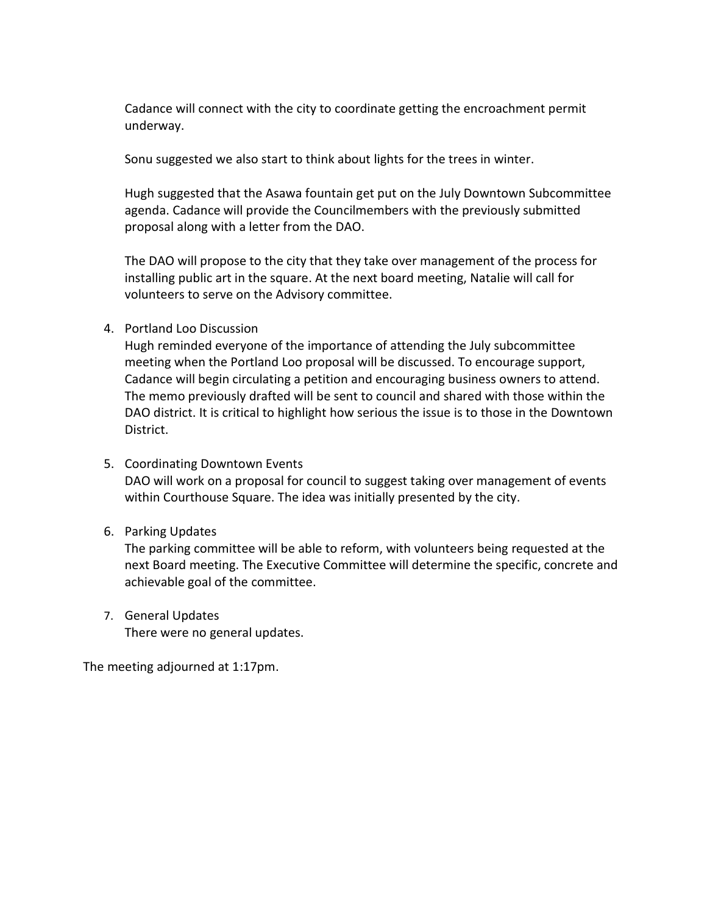Cadance will connect with the city to coordinate getting the encroachment permit underway.

Sonu suggested we also start to think about lights for the trees in winter.

Hugh suggested that the Asawa fountain get put on the July Downtown Subcommittee agenda. Cadance will provide the Councilmembers with the previously submitted proposal along with a letter from the DAO.

The DAO will propose to the city that they take over management of the process for installing public art in the square. At the next board meeting, Natalie will call for volunteers to serve on the Advisory committee.

4. Portland Loo Discussion
   Hugh reminded everyone of the importance of attending the July subcommittee meeting when the Portland Loo proposal will be discussed. To encourage support, Cadance will begin circulating a petition and encouraging business owners to attend. The memo previously drafted will be sent to council and shared with those within the DAO district. It is critical to highlight how serious the issue is to those in the Downtown District.

5. Coordinating Downtown Events
   DAO will work on a proposal for council to suggest taking over management of events within Courthouse Square. The idea was initially presented by the city.

6. Parking Updates
   The parking committee will be able to reform, with volunteers being requested at the next Board meeting. The Executive Committee will determine the specific, concrete and achievable goal of the committee.

7. General Updates
   There were no general updates.

The meeting adjourned at 1:17pm.